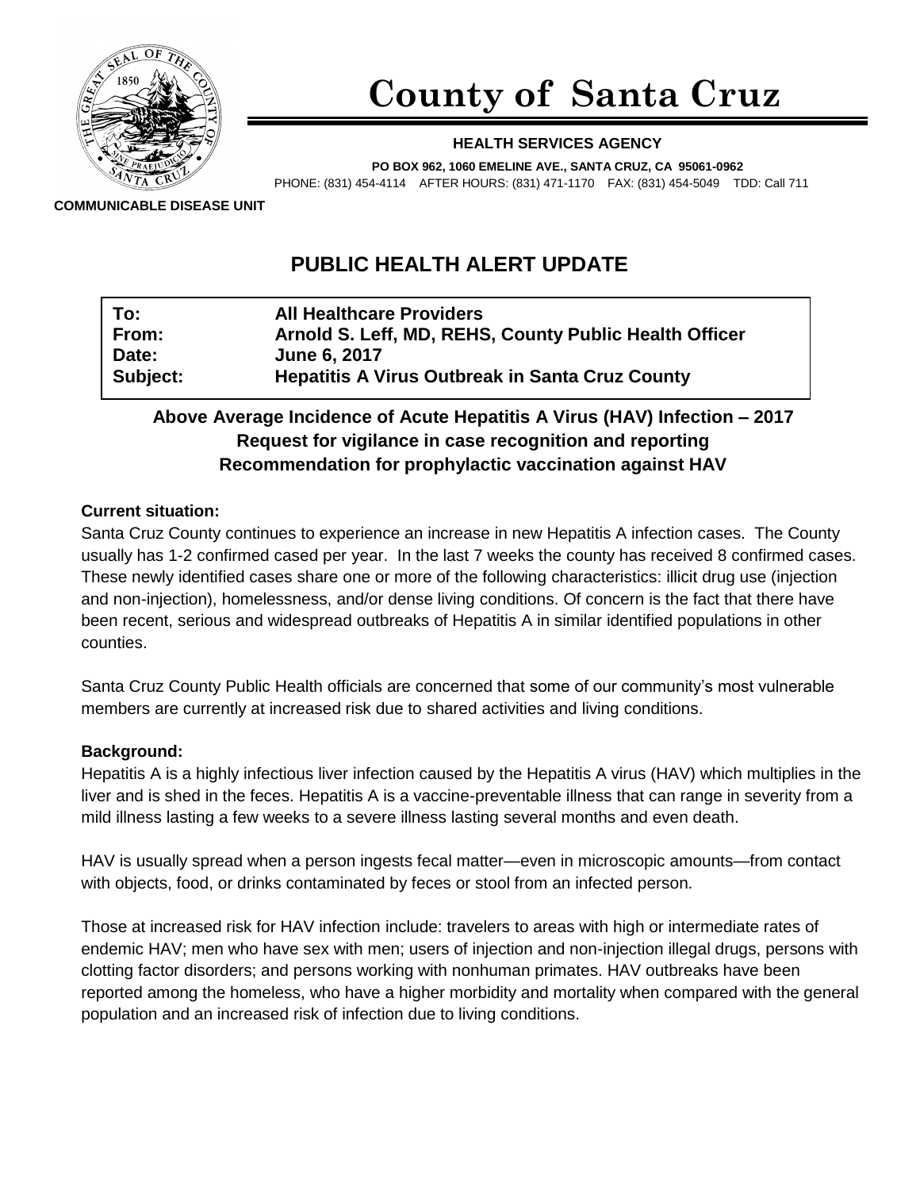# County of Santa Cruz

**HEALTH SERVICES AGENCY**

**PO BOX 962, 1060 EMELINE AVE., SANTA CRUZ, CA 95061-0962**

PHONE: (831) 454-4114 AFTER HOURS: (831) 471-1170 FAX: (831) 454-5049 TDD: Call 711

**COMMUNICABLE DISEASE UNIT**

## PUBLIC HEALTH ALERT UPDATE

| | |
|---|---|
| **To:** | **All Healthcare Providers** |
| **From:** | **Arnold S. Leff, MD, REHS, County Public Health Officer** |
| **Date:** | **June 6, 2017** |
| **Subject:** | **Hepatitis A Virus Outbreak in Santa Cruz County** |

**Above Average Incidence of Acute Hepatitis A Virus (HAV) Infection – 2017**
**Request for vigilance in case recognition and reporting**
**Recommendation for prophylactic vaccination against HAV**

### Current situation:

Santa Cruz County continues to experience an increase in new Hepatitis A infection cases. The County usually has 1-2 confirmed cased per year. In the last 7 weeks the county has received 8 confirmed cases. These newly identified cases share one or more of the following characteristics: illicit drug use (injection and non-injection), homelessness, and/or dense living conditions. Of concern is the fact that there have been recent, serious and widespread outbreaks of Hepatitis A in similar identified populations in other counties.

Santa Cruz County Public Health officials are concerned that some of our community's most vulnerable members are currently at increased risk due to shared activities and living conditions.

### Background:

Hepatitis A is a highly infectious liver infection caused by the Hepatitis A virus (HAV) which multiplies in the liver and is shed in the feces. Hepatitis A is a vaccine-preventable illness that can range in severity from a mild illness lasting a few weeks to a severe illness lasting several months and even death.

HAV is usually spread when a person ingests fecal matter—even in microscopic amounts—from contact with objects, food, or drinks contaminated by feces or stool from an infected person.

Those at increased risk for HAV infection include: travelers to areas with high or intermediate rates of endemic HAV; men who have sex with men; users of injection and non-injection illegal drugs, persons with clotting factor disorders; and persons working with nonhuman primates. HAV outbreaks have been reported among the homeless, who have a higher morbidity and mortality when compared with the general population and an increased risk of infection due to living conditions.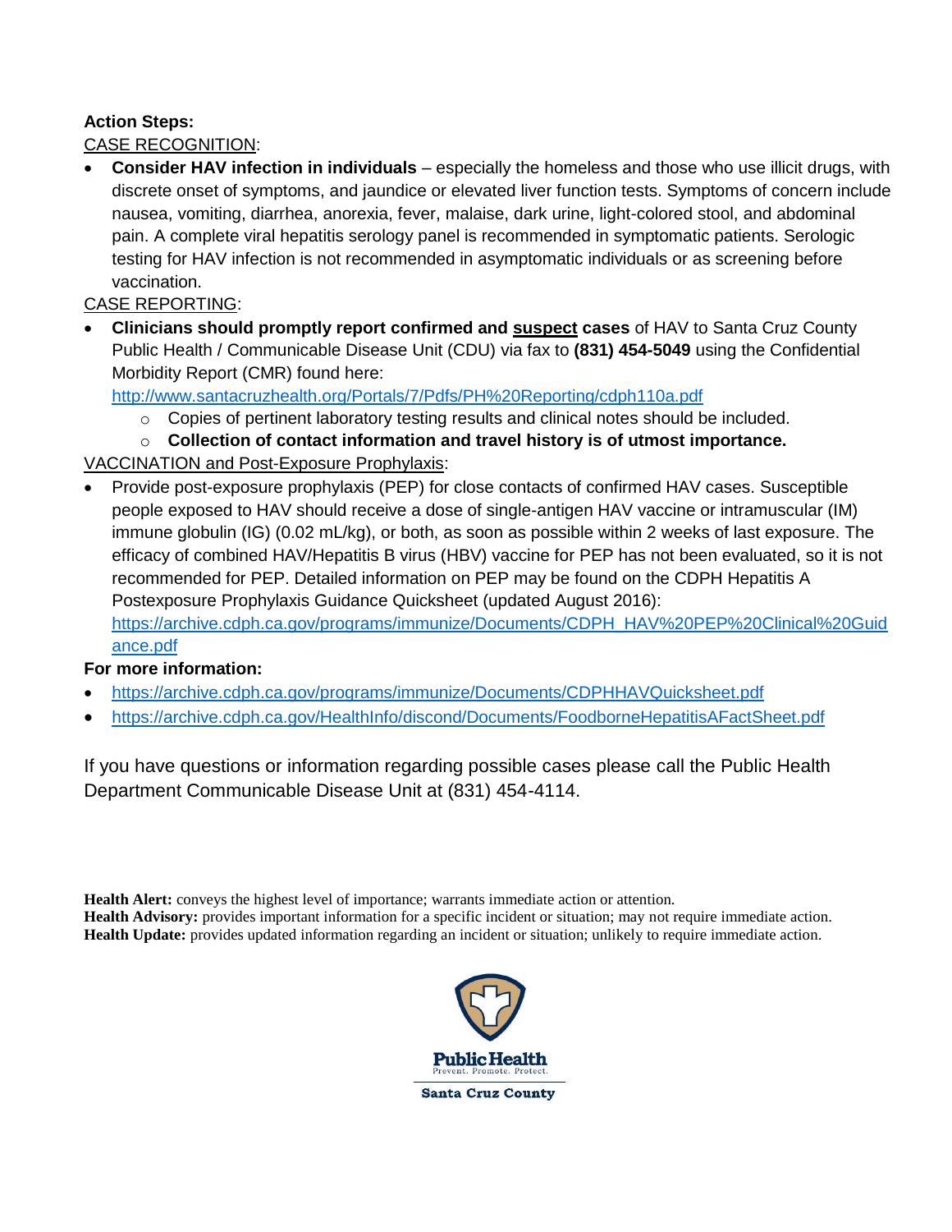**Action Steps:**

CASE RECOGNITION:

- **Consider HAV infection in individuals** – especially the homeless and those who use illicit drugs, with discrete onset of symptoms, and jaundice or elevated liver function tests. Symptoms of concern include nausea, vomiting, diarrhea, anorexia, fever, malaise, dark urine, light-colored stool, and abdominal pain. A complete viral hepatitis serology panel is recommended in symptomatic patients. Serologic testing for HAV infection is not recommended in asymptomatic individuals or as screening before vaccination.

CASE REPORTING:

- **Clinicians should promptly report confirmed and suspect cases** of HAV to Santa Cruz County Public Health / Communicable Disease Unit (CDU) via fax to **(831) 454-5049** using the Confidential Morbidity Report (CMR) found here: http://www.santacruzhealth.org/Portals/7/Pdfs/PH%20Reporting/cdph110a.pdf
  - Copies of pertinent laboratory testing results and clinical notes should be included.
  - **Collection of contact information and travel history is of utmost importance.**

VACCINATION and Post-Exposure Prophylaxis:

- Provide post-exposure prophylaxis (PEP) for close contacts of confirmed HAV cases. Susceptible people exposed to HAV should receive a dose of single-antigen HAV vaccine or intramuscular (IM) immune globulin (IG) (0.02 mL/kg), or both, as soon as possible within 2 weeks of last exposure. The efficacy of combined HAV/Hepatitis B virus (HBV) vaccine for PEP has not been evaluated, so it is not recommended for PEP. Detailed information on PEP may be found on the CDPH Hepatitis A Postexposure Prophylaxis Guidance Quicksheet (updated August 2016): https://archive.cdph.ca.gov/programs/immunize/Documents/CDPH_HAV%20PEP%20Clinical%20Guidance.pdf

**For more information:**

- https://archive.cdph.ca.gov/programs/immunize/Documents/CDPHHAVQuicksheet.pdf
- https://archive.cdph.ca.gov/HealthInfo/discond/Documents/FoodborneHepatitisAFactSheet.pdf

If you have questions or information regarding possible cases please call the Public Health Department Communicable Disease Unit at (831) 454-4114.

**Health Alert:** conveys the highest level of importance; warrants immediate action or attention.
**Health Advisory:** provides important information for a specific incident or situation; may not require immediate action.
**Health Update:** provides updated information regarding an incident or situation; unlikely to require immediate action.

Public Health
Prevent. Promote. Protect.
Santa Cruz County